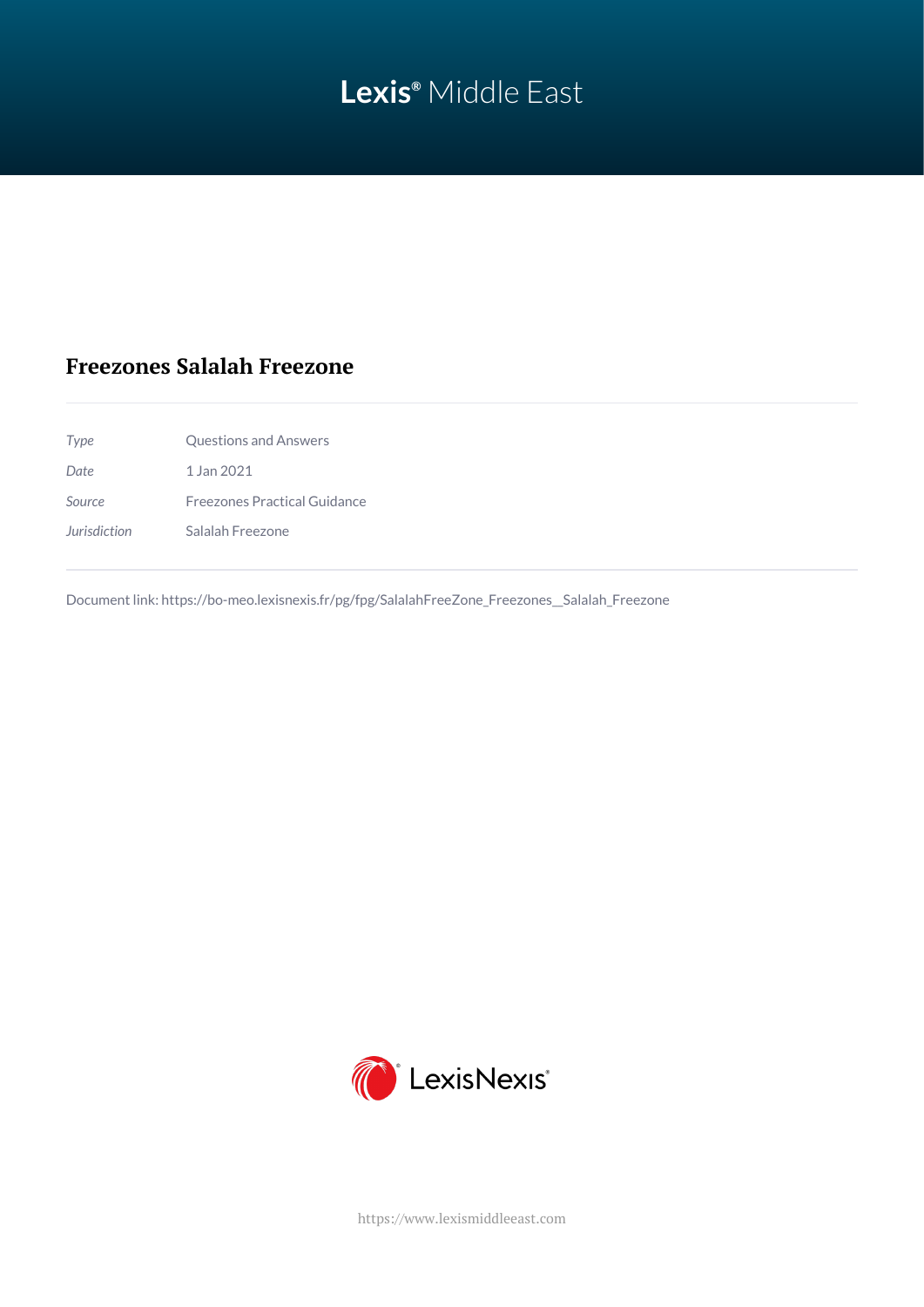Lexis® Middle East

# Freezones Salalah Freezone

| | |
|---|---|
| *Type* | Questions and Answers |
| *Date* | 1 Jan 2021 |
| *Source* | Freezones Practical Guidance |
| *Jurisdiction* | Salalah Freezone |

Document link: https://bo-meo.lexisnexis.fr/pg/fpg/SalalahFreeZone_Freezones__Salalah_Freezone

LexisNexis®

https://www.lexismiddleeast.com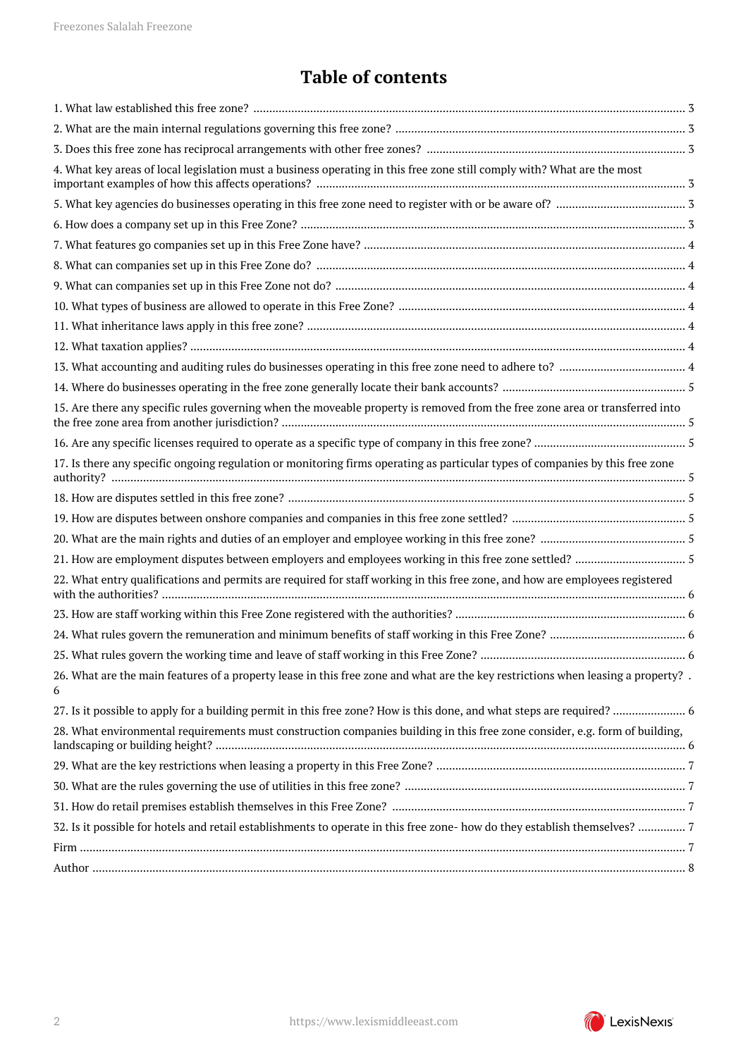# Table of contents

1. What law established this free zone? ........ 3
2. What are the main internal regulations governing this free zone? ........ 3
3. Does this free zone has reciprocal arrangements with other free zones? ........ 3
4. What key areas of local legislation must a business operating in this free zone still comply with? What are the most important examples of how this affects operations? ........ 3
5. What key agencies do businesses operating in this free zone need to register with or be aware of? ........ 3
6. How does a company set up in this Free Zone? ........ 3
7. What features go companies set up in this Free Zone have? ........ 4
8. What can companies set up in this Free Zone do? ........ 4
9. What can companies set up in this Free Zone not do? ........ 4
10. What types of business are allowed to operate in this Free Zone? ........ 4
11. What inheritance laws apply in this free zone? ........ 4
12. What taxation applies? ........ 4
13. What accounting and auditing rules do businesses operating in this free zone need to adhere to? ........ 4
14. Where do businesses operating in the free zone generally locate their bank accounts? ........ 5
15. Are there any specific rules governing when the moveable property is removed from the free zone area or transferred into the free zone area from another jurisdiction? ........ 5
16. Are any specific licenses required to operate as a specific type of company in this free zone? ........ 5
17. Is there any specific ongoing regulation or monitoring firms operating as particular types of companies by this free zone authority? ........ 5
18. How are disputes settled in this free zone? ........ 5
19. How are disputes between onshore companies and companies in this free zone settled? ........ 5
20. What are the main rights and duties of an employer and employee working in this free zone? ........ 5
21. How are employment disputes between employers and employees working in this free zone settled? ........ 5
22. What entry qualifications and permits are required for staff working in this free zone, and how are employees registered with the authorities? ........ 6
23. How are staff working within this Free Zone registered with the authorities? ........ 6
24. What rules govern the remuneration and minimum benefits of staff working in this Free Zone? ........ 6
25. What rules govern the working time and leave of staff working in this Free Zone? ........ 6
26. What are the main features of a property lease in this free zone and what are the key restrictions when leasing a property? . 6
27. Is it possible to apply for a building permit in this free zone? How is this done, and what steps are required? ........ 6
28. What environmental requirements must construction companies building in this free zone consider, e.g. form of building, landscaping or building height? ........ 6
29. What are the key restrictions when leasing a property in this Free Zone? ........ 7
30. What are the rules governing the use of utilities in this free zone? ........ 7
31. How do retail premises establish themselves in this Free Zone? ........ 7
32. Is it possible for hotels and retail establishments to operate in this free zone- how do they establish themselves? ........ 7

Firm ........ 7

Author ........ 8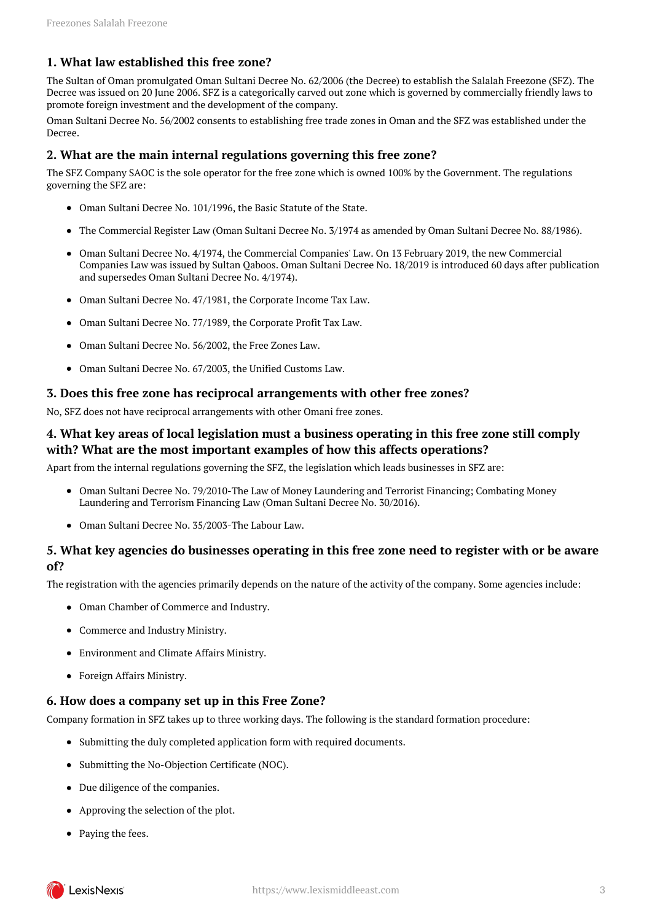## 1. What law established this free zone?

The Sultan of Oman promulgated Oman Sultani Decree No. 62/2006 (the Decree) to establish the Salalah Freezone (SFZ). The Decree was issued on 20 June 2006. SFZ is a categorically carved out zone which is governed by commercially friendly laws to promote foreign investment and the development of the company.

Oman Sultani Decree No. 56/2002 consents to establishing free trade zones in Oman and the SFZ was established under the Decree.

## 2. What are the main internal regulations governing this free zone?

The SFZ Company SAOC is the sole operator for the free zone which is owned 100% by the Government. The regulations governing the SFZ are:

- Oman Sultani Decree No. 101/1996, the Basic Statute of the State.
- The Commercial Register Law (Oman Sultani Decree No. 3/1974 as amended by Oman Sultani Decree No. 88/1986).
- Oman Sultani Decree No. 4/1974, the Commercial Companies' Law. On 13 February 2019, the new Commercial Companies Law was issued by Sultan Qaboos. Oman Sultani Decree No. 18/2019 is introduced 60 days after publication and supersedes Oman Sultani Decree No. 4/1974).
- Oman Sultani Decree No. 47/1981, the Corporate Income Tax Law.
- Oman Sultani Decree No. 77/1989, the Corporate Profit Tax Law.
- Oman Sultani Decree No. 56/2002, the Free Zones Law.
- Oman Sultani Decree No. 67/2003, the Unified Customs Law.

## 3. Does this free zone has reciprocal arrangements with other free zones?

No, SFZ does not have reciprocal arrangements with other Omani free zones.

## 4. What key areas of local legislation must a business operating in this free zone still comply with? What are the most important examples of how this affects operations?

Apart from the internal regulations governing the SFZ, the legislation which leads businesses in SFZ are:

- Oman Sultani Decree No. 79/2010-The Law of Money Laundering and Terrorist Financing; Combating Money Laundering and Terrorism Financing Law (Oman Sultani Decree No. 30/2016).
- Oman Sultani Decree No. 35/2003-The Labour Law.

## 5. What key agencies do businesses operating in this free zone need to register with or be aware of?

The registration with the agencies primarily depends on the nature of the activity of the company. Some agencies include:

- Oman Chamber of Commerce and Industry.
- Commerce and Industry Ministry.
- Environment and Climate Affairs Ministry.
- Foreign Affairs Ministry.

## 6. How does a company set up in this Free Zone?

Company formation in SFZ takes up to three working days. The following is the standard formation procedure:

- Submitting the duly completed application form with required documents.
- Submitting the No-Objection Certificate (NOC).
- Due diligence of the companies.
- Approving the selection of the plot.
- Paying the fees.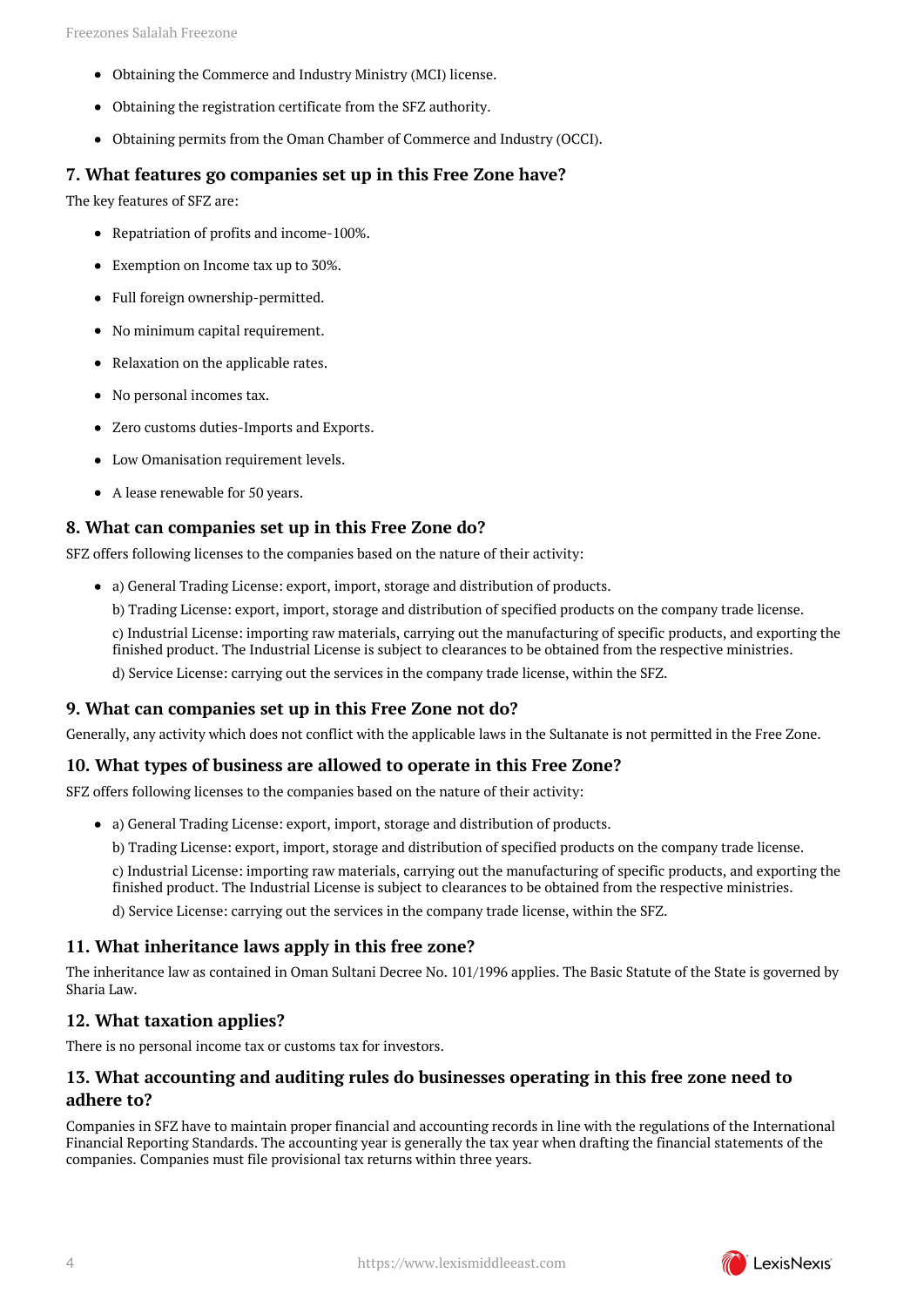- Obtaining the Commerce and Industry Ministry (MCI) license.
- Obtaining the registration certificate from the SFZ authority.
- Obtaining permits from the Oman Chamber of Commerce and Industry (OCCI).

### 7. What features go companies set up in this Free Zone have?

The key features of SFZ are:

- Repatriation of profits and income-100%.
- Exemption on Income tax up to 30%.
- Full foreign ownership-permitted.
- No minimum capital requirement.
- Relaxation on the applicable rates.
- No personal incomes tax.
- Zero customs duties-Imports and Exports.
- Low Omanisation requirement levels.
- A lease renewable for 50 years.

### 8. What can companies set up in this Free Zone do?

SFZ offers following licenses to the companies based on the nature of their activity:

- a) General Trading License: export, import, storage and distribution of products.

  b) Trading License: export, import, storage and distribution of specified products on the company trade license.

  c) Industrial License: importing raw materials, carrying out the manufacturing of specific products, and exporting the finished product. The Industrial License is subject to clearances to be obtained from the respective ministries.

  d) Service License: carrying out the services in the company trade license, within the SFZ.

### 9. What can companies set up in this Free Zone not do?

Generally, any activity which does not conflict with the applicable laws in the Sultanate is not permitted in the Free Zone.

### 10. What types of business are allowed to operate in this Free Zone?

SFZ offers following licenses to the companies based on the nature of their activity:

- a) General Trading License: export, import, storage and distribution of products.

  b) Trading License: export, import, storage and distribution of specified products on the company trade license.

  c) Industrial License: importing raw materials, carrying out the manufacturing of specific products, and exporting the finished product. The Industrial License is subject to clearances to be obtained from the respective ministries.

  d) Service License: carrying out the services in the company trade license, within the SFZ.

### 11. What inheritance laws apply in this free zone?

The inheritance law as contained in Oman Sultani Decree No. 101/1996 applies. The Basic Statute of the State is governed by Sharia Law.

### 12. What taxation applies?

There is no personal income tax or customs tax for investors.

### 13. What accounting and auditing rules do businesses operating in this free zone need to adhere to?

Companies in SFZ have to maintain proper financial and accounting records in line with the regulations of the International Financial Reporting Standards. The accounting year is generally the tax year when drafting the financial statements of the companies. Companies must file provisional tax returns within three years.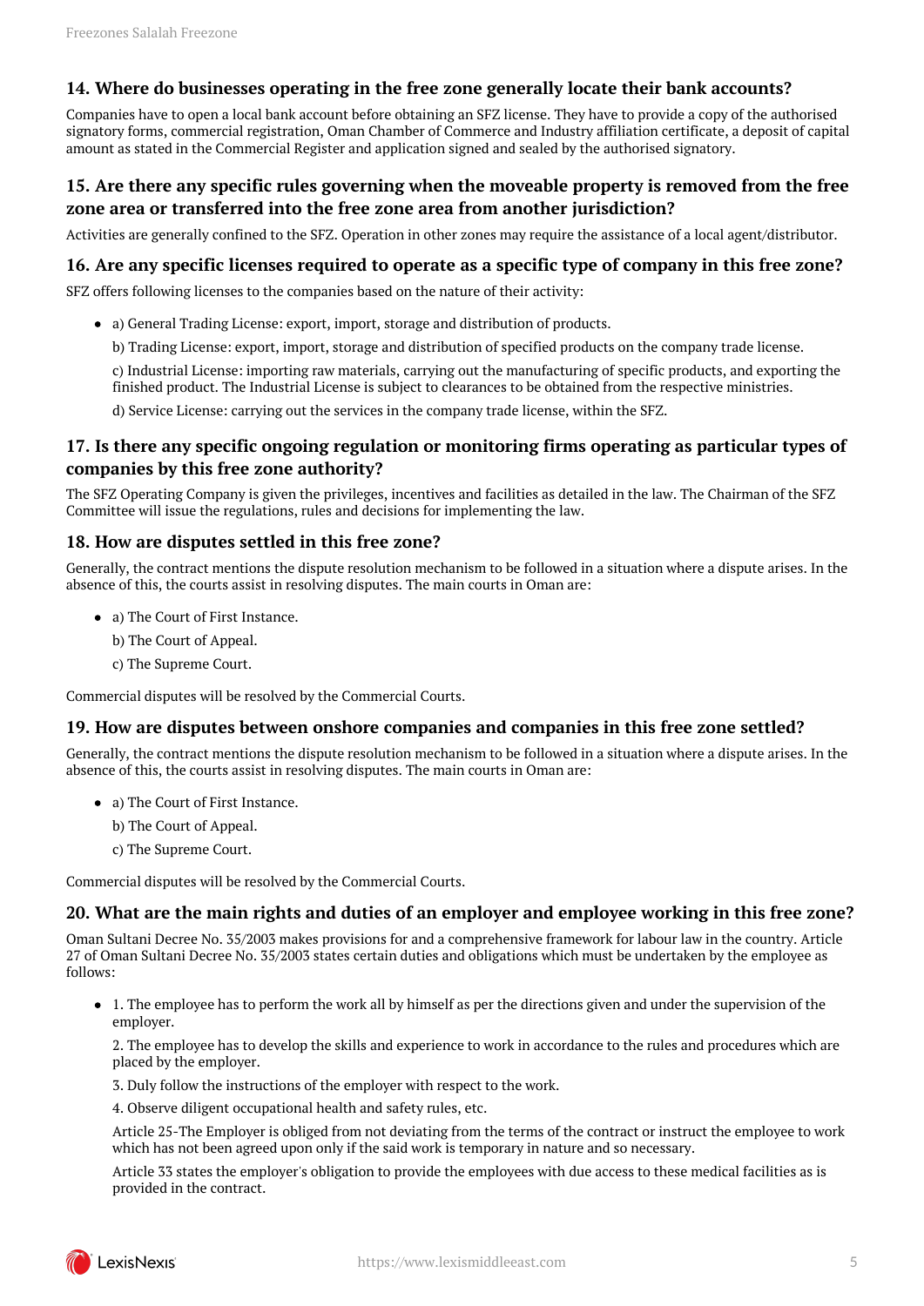## 14. Where do businesses operating in the free zone generally locate their bank accounts?

Companies have to open a local bank account before obtaining an SFZ license. They have to provide a copy of the authorised signatory forms, commercial registration, Oman Chamber of Commerce and Industry affiliation certificate, a deposit of capital amount as stated in the Commercial Register and application signed and sealed by the authorised signatory.

## 15. Are there any specific rules governing when the moveable property is removed from the free zone area or transferred into the free zone area from another jurisdiction?

Activities are generally confined to the SFZ. Operation in other zones may require the assistance of a local agent/distributor.

## 16. Are any specific licenses required to operate as a specific type of company in this free zone?

SFZ offers following licenses to the companies based on the nature of their activity:

- a) General Trading License: export, import, storage and distribution of products.

  b) Trading License: export, import, storage and distribution of specified products on the company trade license.

  c) Industrial License: importing raw materials, carrying out the manufacturing of specific products, and exporting the finished product. The Industrial License is subject to clearances to be obtained from the respective ministries.

  d) Service License: carrying out the services in the company trade license, within the SFZ.

## 17. Is there any specific ongoing regulation or monitoring firms operating as particular types of companies by this free zone authority?

The SFZ Operating Company is given the privileges, incentives and facilities as detailed in the law. The Chairman of the SFZ Committee will issue the regulations, rules and decisions for implementing the law.

## 18. How are disputes settled in this free zone?

Generally, the contract mentions the dispute resolution mechanism to be followed in a situation where a dispute arises. In the absence of this, the courts assist in resolving disputes. The main courts in Oman are:

- a) The Court of First Instance.

  b) The Court of Appeal.

  c) The Supreme Court.

Commercial disputes will be resolved by the Commercial Courts.

## 19. How are disputes between onshore companies and companies in this free zone settled?

Generally, the contract mentions the dispute resolution mechanism to be followed in a situation where a dispute arises. In the absence of this, the courts assist in resolving disputes. The main courts in Oman are:

- a) The Court of First Instance.

  b) The Court of Appeal.

  c) The Supreme Court.

Commercial disputes will be resolved by the Commercial Courts.

## 20. What are the main rights and duties of an employer and employee working in this free zone?

Oman Sultani Decree No. 35/2003 makes provisions for and a comprehensive framework for labour law in the country. Article 27 of Oman Sultani Decree No. 35/2003 states certain duties and obligations which must be undertaken by the employee as follows:

- 1. The employee has to perform the work all by himself as per the directions given and under the supervision of the employer.

  2. The employee has to develop the skills and experience to work in accordance to the rules and procedures which are placed by the employer.

  3. Duly follow the instructions of the employer with respect to the work.

  4. Observe diligent occupational health and safety rules, etc.

  Article 25-The Employer is obliged from not deviating from the terms of the contract or instruct the employee to work which has not been agreed upon only if the said work is temporary in nature and so necessary.

  Article 33 states the employer's obligation to provide the employees with due access to these medical facilities as is provided in the contract.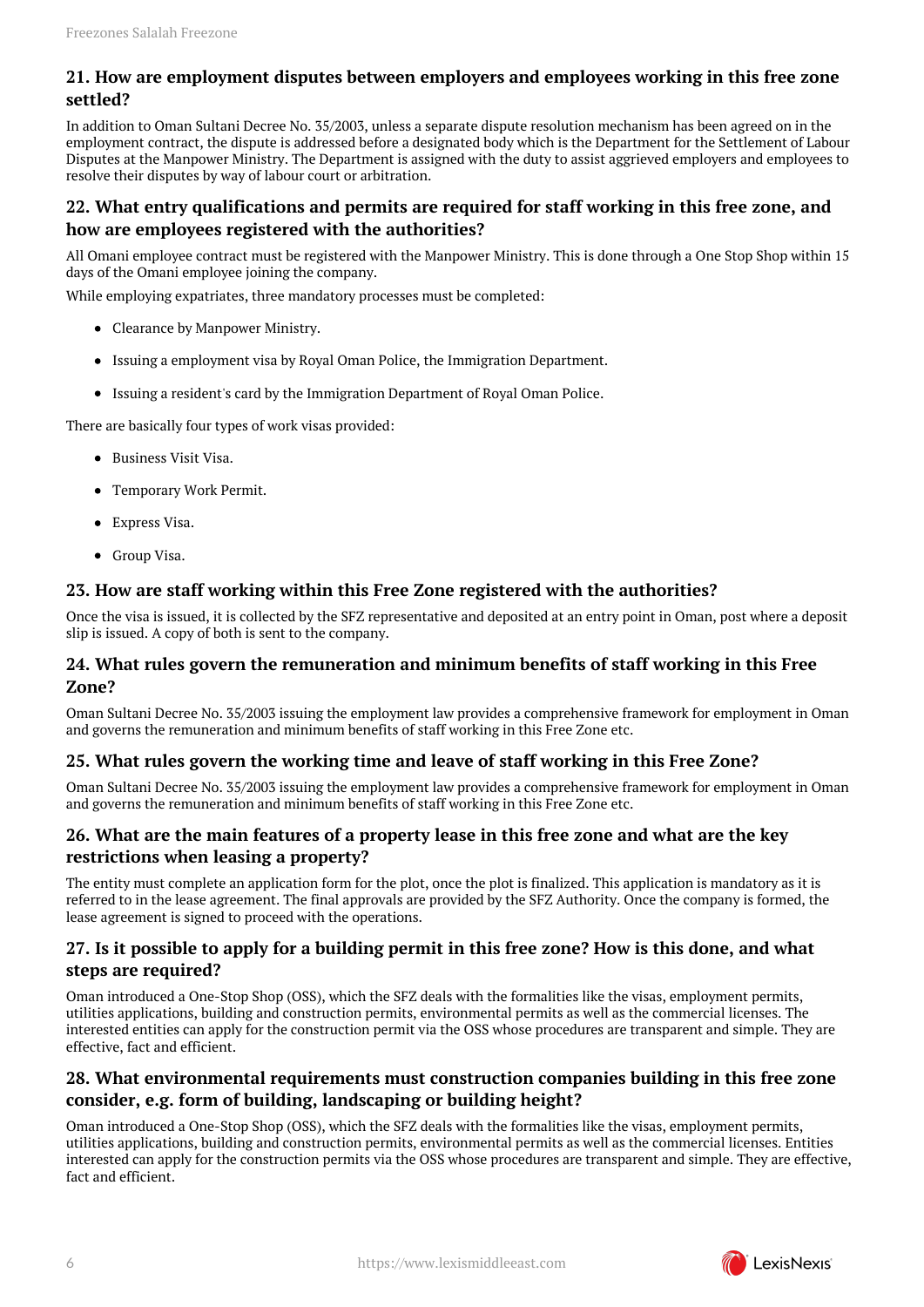## 21. How are employment disputes between employers and employees working in this free zone settled?

In addition to Oman Sultani Decree No. 35/2003, unless a separate dispute resolution mechanism has been agreed on in the employment contract, the dispute is addressed before a designated body which is the Department for the Settlement of Labour Disputes at the Manpower Ministry. The Department is assigned with the duty to assist aggrieved employers and employees to resolve their disputes by way of labour court or arbitration.

## 22. What entry qualifications and permits are required for staff working in this free zone, and how are employees registered with the authorities?

All Omani employee contract must be registered with the Manpower Ministry. This is done through a One Stop Shop within 15 days of the Omani employee joining the company.

While employing expatriates, three mandatory processes must be completed:

- Clearance by Manpower Ministry.
- Issuing a employment visa by Royal Oman Police, the Immigration Department.
- Issuing a resident's card by the Immigration Department of Royal Oman Police.

There are basically four types of work visas provided:

- Business Visit Visa.
- Temporary Work Permit.
- Express Visa.
- Group Visa.

## 23. How are staff working within this Free Zone registered with the authorities?

Once the visa is issued, it is collected by the SFZ representative and deposited at an entry point in Oman, post where a deposit slip is issued. A copy of both is sent to the company.

## 24. What rules govern the remuneration and minimum benefits of staff working in this Free Zone?

Oman Sultani Decree No. 35/2003 issuing the employment law provides a comprehensive framework for employment in Oman and governs the remuneration and minimum benefits of staff working in this Free Zone etc.

## 25. What rules govern the working time and leave of staff working in this Free Zone?

Oman Sultani Decree No. 35/2003 issuing the employment law provides a comprehensive framework for employment in Oman and governs the remuneration and minimum benefits of staff working in this Free Zone etc.

## 26. What are the main features of a property lease in this free zone and what are the key restrictions when leasing a property?

The entity must complete an application form for the plot, once the plot is finalized. This application is mandatory as it is referred to in the lease agreement. The final approvals are provided by the SFZ Authority. Once the company is formed, the lease agreement is signed to proceed with the operations.

## 27. Is it possible to apply for a building permit in this free zone? How is this done, and what steps are required?

Oman introduced a One-Stop Shop (OSS), which the SFZ deals with the formalities like the visas, employment permits, utilities applications, building and construction permits, environmental permits as well as the commercial licenses. The interested entities can apply for the construction permit via the OSS whose procedures are transparent and simple. They are effective, fact and efficient.

## 28. What environmental requirements must construction companies building in this free zone consider, e.g. form of building, landscaping or building height?

Oman introduced a One-Stop Shop (OSS), which the SFZ deals with the formalities like the visas, employment permits, utilities applications, building and construction permits, environmental permits as well as the commercial licenses. Entities interested can apply for the construction permits via the OSS whose procedures are transparent and simple. They are effective, fact and efficient.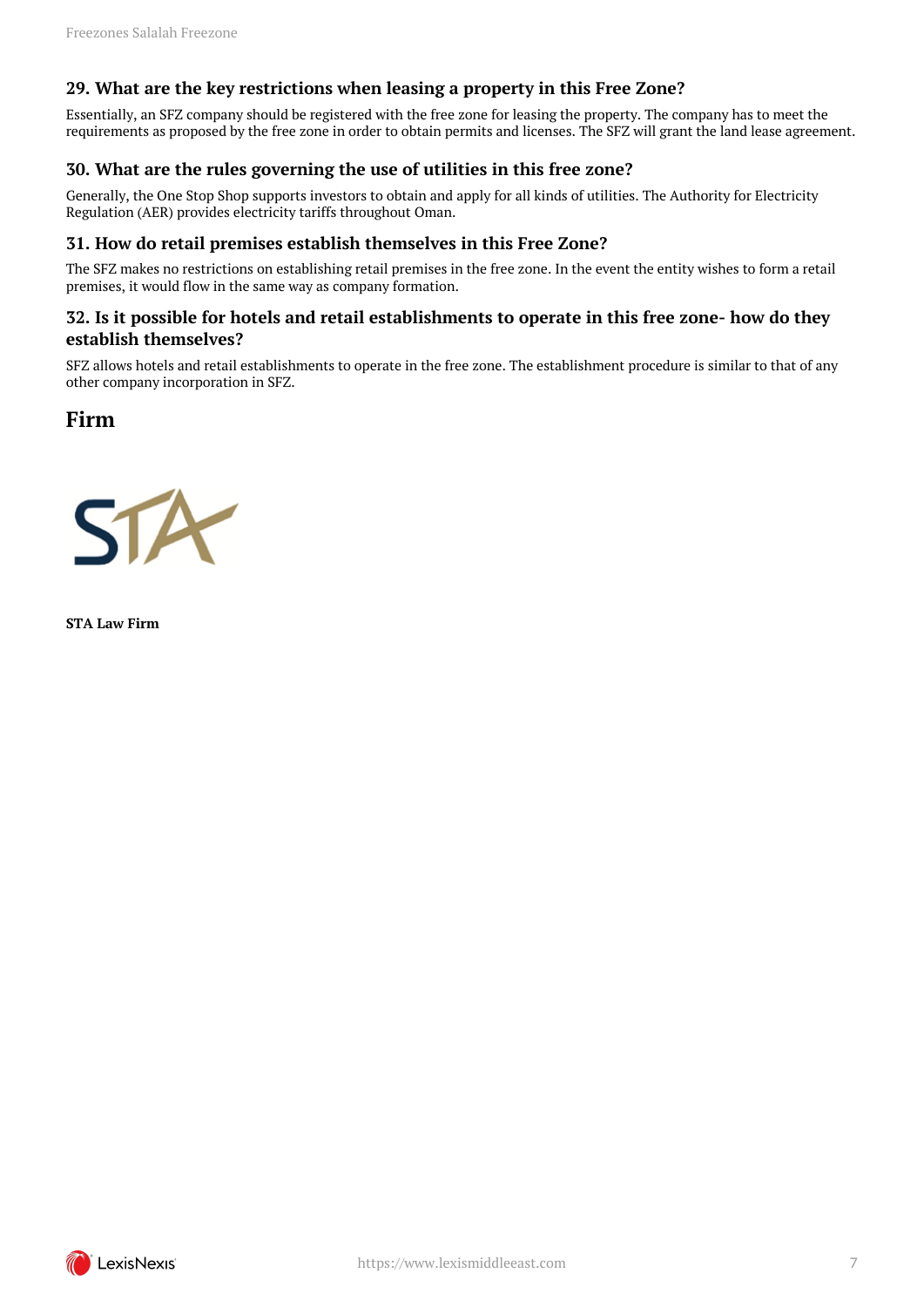### 29. What are the key restrictions when leasing a property in this Free Zone?

Essentially, an SFZ company should be registered with the free zone for leasing the property. The company has to meet the requirements as proposed by the free zone in order to obtain permits and licenses. The SFZ will grant the land lease agreement.

### 30. What are the rules governing the use of utilities in this free zone?

Generally, the One Stop Shop supports investors to obtain and apply for all kinds of utilities. The Authority for Electricity Regulation (AER) provides electricity tariffs throughout Oman.

### 31. How do retail premises establish themselves in this Free Zone?

The SFZ makes no restrictions on establishing retail premises in the free zone. In the event the entity wishes to form a retail premises, it would flow in the same way as company formation.

### 32. Is it possible for hotels and retail establishments to operate in this free zone- how do they establish themselves?

SFZ allows hotels and retail establishments to operate in the free zone. The establishment procedure is similar to that of any other company incorporation in SFZ.

## Firm

**STA Law Firm**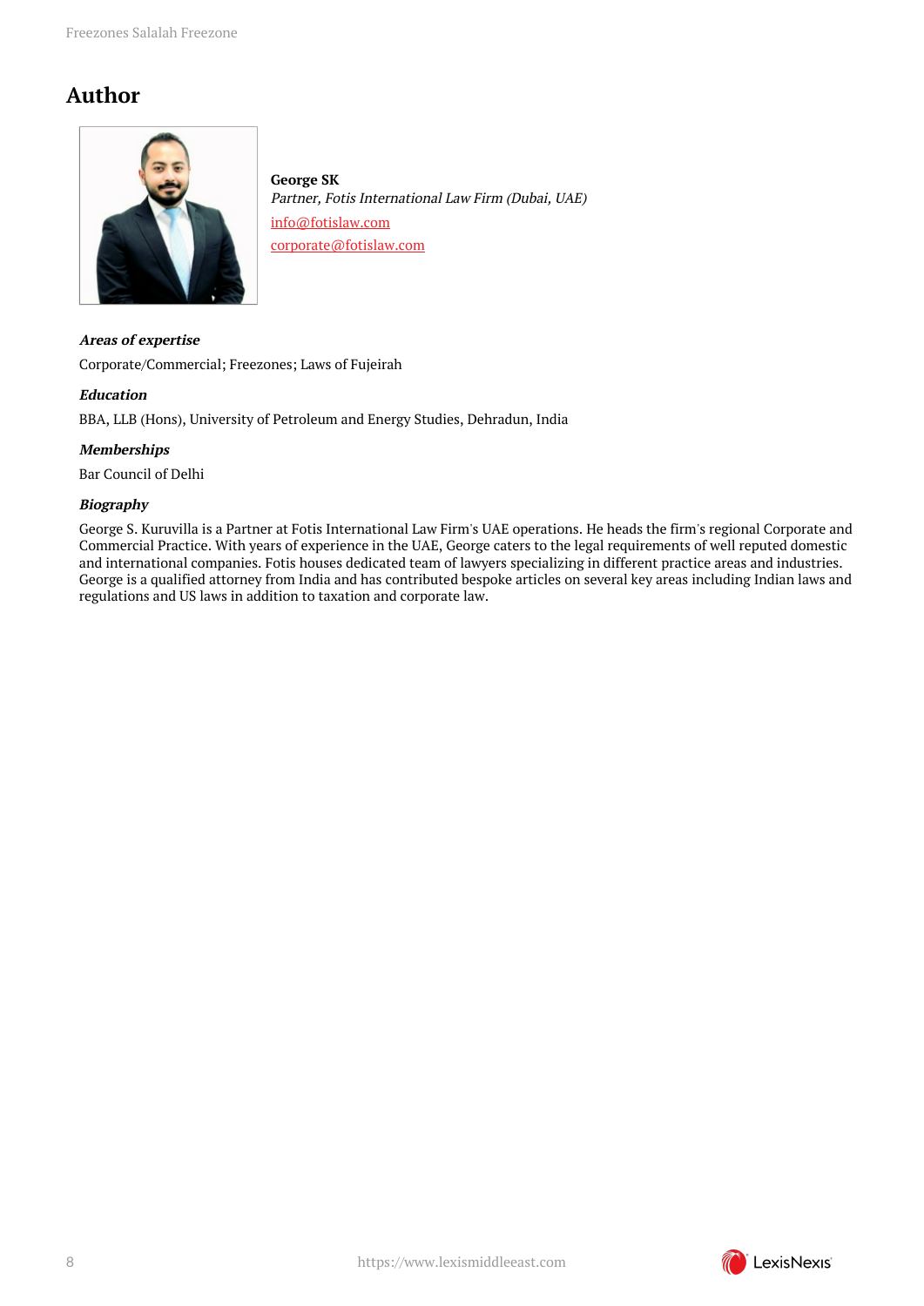# Author

**George SK**
*Partner, Fotis International Law Firm (Dubai, UAE)*
info@fotislaw.com
corporate@fotislaw.com

***Areas of expertise***

Corporate/Commercial; Freezones; Laws of Fujeirah

***Education***

BBA, LLB (Hons), University of Petroleum and Energy Studies, Dehradun, India

***Memberships***

Bar Council of Delhi

***Biography***

George S. Kuruvilla is a Partner at Fotis International Law Firm's UAE operations. He heads the firm's regional Corporate and Commercial Practice. With years of experience in the UAE, George caters to the legal requirements of well reputed domestic and international companies. Fotis houses dedicated team of lawyers specializing in different practice areas and industries. George is a qualified attorney from India and has contributed bespoke articles on several key areas including Indian laws and regulations and US laws in addition to taxation and corporate law.